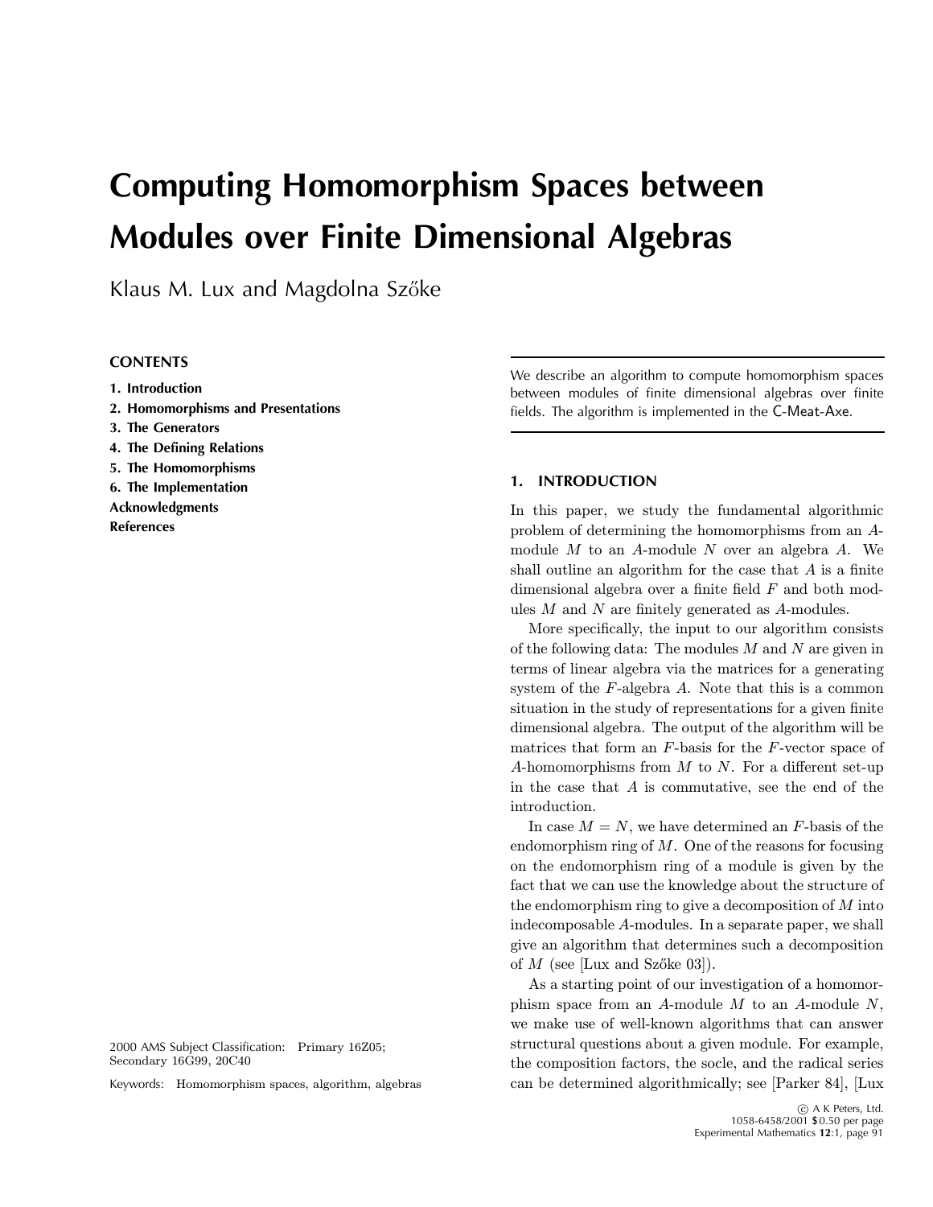# Computing Homomorphism Spaces between Modules over Finite Dimensional Algebras

Klaus M. Lux and Magdolna Szőke

**CONTENTS**

1. Introduction
2. Homomorphisms and Presentations
3. The Generators
4. The Defining Relations
5. The Homomorphisms
6. The Implementation

Acknowledgments

References

We describe an algorithm to compute homomorphism spaces between modules of finite dimensional algebras over finite fields. The algorithm is implemented in the C-Meat-Axe.

2000 AMS Subject Classification: Primary 16Z05; Secondary 16G99, 20C40

Keywords: Homomorphism spaces, algorithm, algebras

## 1. INTRODUCTION

In this paper, we study the fundamental algorithmic problem of determining the homomorphisms from an $A$-module $M$ to an $A$-module $N$ over an algebra $A$. We shall outline an algorithm for the case that $A$ is a finite dimensional algebra over a finite field $F$ and both modules $M$ and $N$ are finitely generated as $A$-modules.

More specifically, the input to our algorithm consists of the following data: The modules $M$ and $N$ are given in terms of linear algebra via the matrices for a generating system of the $F$-algebra $A$. Note that this is a common situation in the study of representations for a given finite dimensional algebra. The output of the algorithm will be matrices that form an $F$-basis for the $F$-vector space of $A$-homomorphisms from $M$ to $N$. For a different set-up in the case that $A$ is commutative, see the end of the introduction.

In case $M = N$, we have determined an $F$-basis of the endomorphism ring of $M$. One of the reasons for focusing on the endomorphism ring of a module is given by the fact that we can use the knowledge about the structure of the endomorphism ring to give a decomposition of $M$ into indecomposable $A$-modules. In a separate paper, we shall give an algorithm that determines such a decomposition of $M$ (see [Lux and Szőke 03]).

As a starting point of our investigation of a homomorphism space from an $A$-module $M$ to an $A$-module $N$, we make use of well-known algorithms that can answer structural questions about a given module. For example, the composition factors, the socle, and the radical series can be determined algorithmically; see [Parker 84], [Lux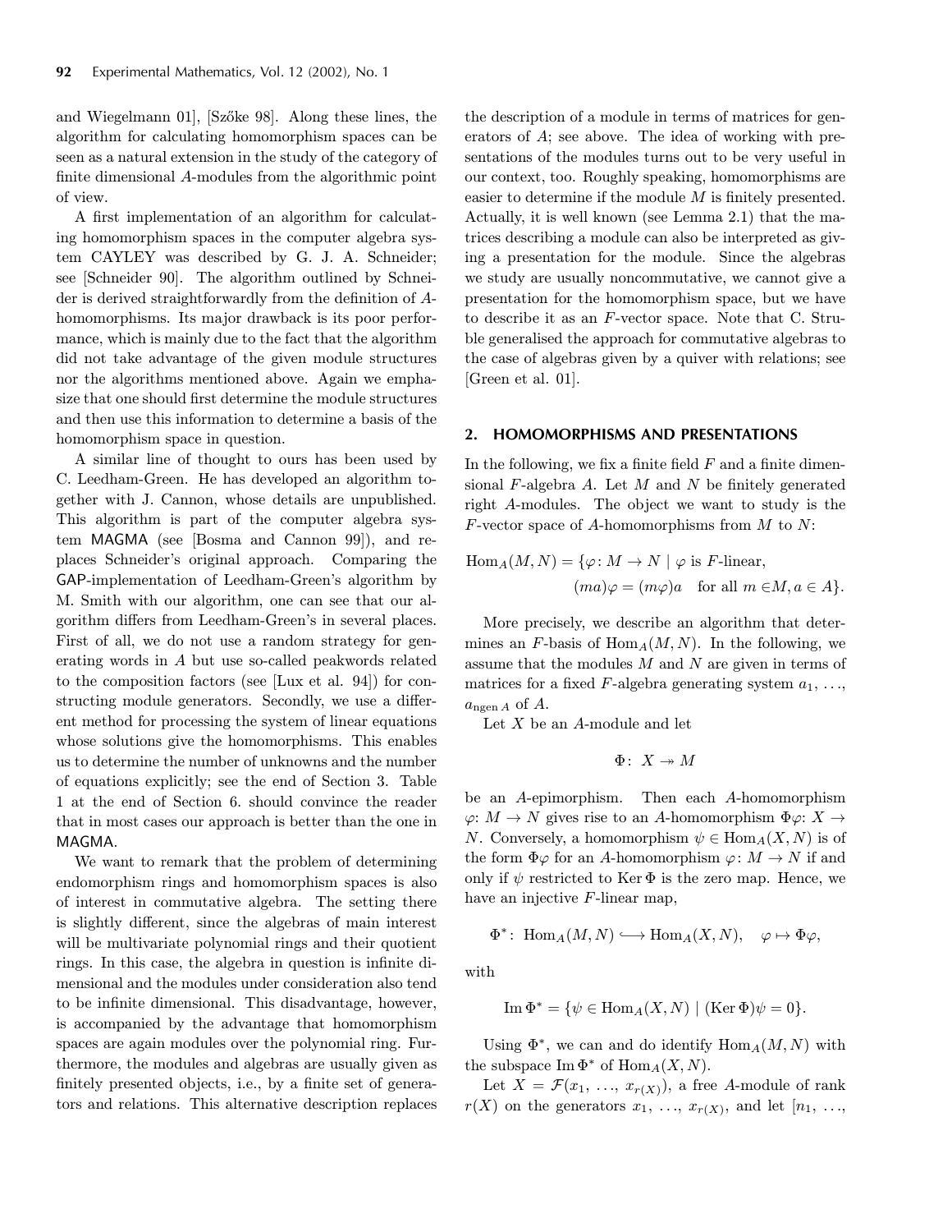and Wiegelmann 01], [Szőke 98]. Along these lines, the algorithm for calculating homomorphism spaces can be seen as a natural extension in the study of the category of finite dimensional $A$-modules from the algorithmic point of view.

A first implementation of an algorithm for calculating homomorphism spaces in the computer algebra system CAYLEY was described by G. J. A. Schneider; see [Schneider 90]. The algorithm outlined by Schneider is derived straightforwardly from the definition of $A$-homomorphisms. Its major drawback is its poor performance, which is mainly due to the fact that the algorithm did not take advantage of the given module structures nor the algorithms mentioned above. Again we emphasize that one should first determine the module structures and then use this information to determine a basis of the homomorphism space in question.

A similar line of thought to ours has been used by C. Leedham-Green. He has developed an algorithm together with J. Cannon, whose details are unpublished. This algorithm is part of the computer algebra system MAGMA (see [Bosma and Cannon 99]), and replaces Schneider's original approach. Comparing the GAP-implementation of Leedham-Green's algorithm by M. Smith with our algorithm, one can see that our algorithm differs from Leedham-Green's in several places. First of all, we do not use a random strategy for generating words in $A$ but use so-called peakwords related to the composition factors (see [Lux et al. 94]) for constructing module generators. Secondly, we use a different method for processing the system of linear equations whose solutions give the homomorphisms. This enables us to determine the number of unknowns and the number of equations explicitly; see the end of Section 3. Table 1 at the end of Section 6. should convince the reader that in most cases our approach is better than the one in MAGMA.

We want to remark that the problem of determining endomorphism rings and homomorphism spaces is also of interest in commutative algebra. The setting there is slightly different, since the algebras of main interest will be multivariate polynomial rings and their quotient rings. In this case, the algebra in question is infinite dimensional and the modules under consideration also tend to be infinite dimensional. This disadvantage, however, is accompanied by the advantage that homomorphism spaces are again modules over the polynomial ring. Furthermore, the modules and algebras are usually given as finitely presented objects, i.e., by a finite set of generators and relations. This alternative description replaces the description of a module in terms of matrices for generators of $A$; see above. The idea of working with presentations of the modules turns out to be very useful in our context, too. Roughly speaking, homomorphisms are easier to determine if the module $M$ is finitely presented. Actually, it is well known (see Lemma 2.1) that the matrices describing a module can also be interpreted as giving a presentation for the module. Since the algebras we study are usually noncommutative, we cannot give a presentation for the homomorphism space, but we have to describe it as an $F$-vector space. Note that C. Struble generalised the approach for commutative algebras to the case of algebras given by a quiver with relations; see [Green et al. 01].

## 2. HOMOMORPHISMS AND PRESENTATIONS

In the following, we fix a finite field $F$ and a finite dimensional $F$-algebra $A$. Let $M$ and $N$ be finitely generated right $A$-modules. The object we want to study is the $F$-vector space of $A$-homomorphisms from $M$ to $N$:

$$\mathrm{Hom}_A(M,N) = \{\varphi\colon M \to N \mid \varphi \text{ is } F\text{-linear}, \quad (ma)\varphi = (m\varphi)a \quad \text{for all } m \in M, a \in A\}.$$

More precisely, we describe an algorithm that determines an $F$-basis of $\mathrm{Hom}_A(M,N)$. In the following, we assume that the modules $M$ and $N$ are given in terms of matrices for a fixed $F$-algebra generating system $a_1, \ldots, a_{\mathrm{ngen}\,A}$ of $A$.

Let $X$ be an $A$-module and let

$$\Phi\colon\ X \twoheadrightarrow M$$

be an $A$-epimorphism. Then each $A$-homomorphism $\varphi$: $M \to N$ gives rise to an $A$-homomorphism $\Phi\varphi$: $X \to N$. Conversely, a homomorphism $\psi \in \mathrm{Hom}_A(X,N)$ is of the form $\Phi\varphi$ for an $A$-homomorphism $\varphi\colon M \to N$ if and only if $\psi$ restricted to $\mathrm{Ker}\,\Phi$ is the zero map. Hence, we have an injective $F$-linear map,

$$\Phi^*\colon\ \mathrm{Hom}_A(M,N) \hookrightarrow \mathrm{Hom}_A(X,N), \quad \varphi \mapsto \Phi\varphi,$$

with

$$\mathrm{Im}\,\Phi^* = \{\psi \in \mathrm{Hom}_A(X,N) \mid (\mathrm{Ker}\,\Phi)\psi = 0\}.$$

Using $\Phi^*$, we can and do identify $\mathrm{Hom}_A(M,N)$ with the subspace $\mathrm{Im}\,\Phi^*$ of $\mathrm{Hom}_A(X,N)$.

Let $X = \mathcal{F}(x_1, \ldots, x_{r(X)})$, a free $A$-module of rank $r(X)$ on the generators $x_1, \ldots, x_{r(X)}$, and let $[n_1, \ldots,$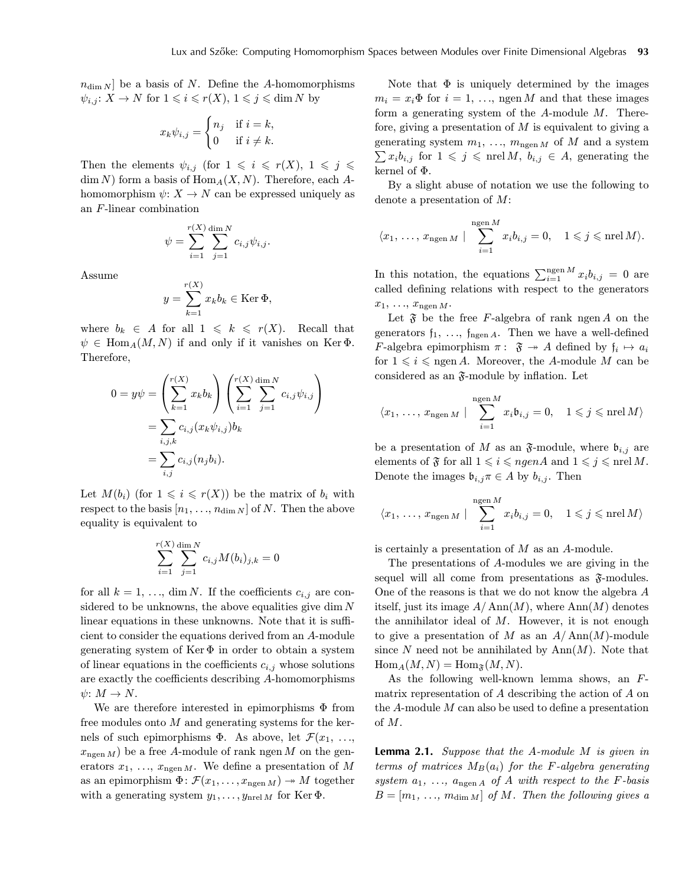$n_{\dim N}]$ be a basis of $N$. Define the $A$-homomorphisms $\psi_{i,j}\colon X \to N$ for $1 \leqslant i \leqslant r(X)$, $1 \leqslant j \leqslant \dim N$ by

$$x_k \psi_{i,j} = \begin{cases} n_j & \text{if } i = k, \\ 0 & \text{if } i \neq k. \end{cases}$$

Then the elements $\psi_{i,j}$ (for $1 \leqslant i \leqslant r(X)$, $1 \leqslant j \leqslant \dim N$) form a basis of $\operatorname{Hom}_A(X, N)$. Therefore, each $A$-homomorphism $\psi\colon X \to N$ can be expressed uniquely as an $F$-linear combination

$$\psi = \sum_{i=1}^{r(X)} \sum_{j=1}^{\dim N} c_{i,j} \psi_{i,j}.$$

Assume

$$y = \sum_{k=1}^{r(X)} x_k b_k \in \operatorname{Ker} \Phi,$$

where $b_k \in A$ for all $1 \leqslant k \leqslant r(X)$. Recall that $\psi \in \operatorname{Hom}_A(M, N)$ if and only if it vanishes on $\operatorname{Ker} \Phi$. Therefore,

$$\begin{aligned} 0 = y\psi &= \left( \sum_{k=1}^{r(X)} x_k b_k \right) \left( \sum_{i=1}^{r(X)} \sum_{j=1}^{\dim N} c_{i,j} \psi_{i,j} \right) \\ &= \sum_{i,j,k} c_{i,j} (x_k \psi_{i,j}) b_k \\ &= \sum_{i,j} c_{i,j} (n_j b_i). \end{aligned}$$

Let $M(b_i)$ (for $1 \leqslant i \leqslant r(X)$) be the matrix of $b_i$ with respect to the basis $[n_1, \ldots, n_{\dim N}]$ of $N$. Then the above equality is equivalent to

$$\sum_{i=1}^{r(X)} \sum_{j=1}^{\dim N} c_{i,j} M(b_i)_{j,k} = 0$$

for all $k = 1, \ldots, \dim N$. If the coefficients $c_{i,j}$ are considered to be unknowns, the above equalities give $\dim N$ linear equations in these unknowns. Note that it is sufficient to consider the equations derived from an $A$-module generating system of $\operatorname{Ker} \Phi$ in order to obtain a system of linear equations in the coefficients $c_{i,j}$ whose solutions are exactly the coefficients describing $A$-homomorphisms $\psi\colon M \to N$.

We are therefore interested in epimorphisms $\Phi$ from free modules onto $M$ and generating systems for the kernels of such epimorphisms $\Phi$. As above, let $\mathcal{F}(x_1, \ldots, x_{\operatorname{ngen} M})$ be a free $A$-module of rank $\operatorname{ngen} M$ on the generators $x_1, \ldots, x_{\operatorname{ngen} M}$. We define a presentation of $M$ as an epimorphism $\Phi\colon \mathcal{F}(x_1, \ldots, x_{\operatorname{ngen} M}) \twoheadrightarrow M$ together with a generating system $y_1, \ldots, y_{\operatorname{nrel} M}$ for $\operatorname{Ker} \Phi$.

Note that $\Phi$ is uniquely determined by the images $m_i = x_i \Phi$ for $i = 1, \ldots, \operatorname{ngen} M$ and that these images form a generating system of the $A$-module $M$. Therefore, giving a presentation of $M$ is equivalent to giving a generating system $m_1, \ldots, m_{\operatorname{ngen} M}$ of $M$ and a system $\sum x_i b_{i,j}$ for $1 \leqslant j \leqslant \operatorname{nrel} M$, $b_{i,j} \in A$, generating the kernel of $\Phi$.

By a slight abuse of notation we use the following to denote a presentation of $M$:

$$\langle x_1, \ldots, x_{\operatorname{ngen} M} \mid \sum_{i=1}^{\operatorname{ngen} M} x_i b_{i,j} = 0, \quad 1 \leqslant j \leqslant \operatorname{nrel} M \rangle.$$

In this notation, the equations $\sum_{i=1}^{\operatorname{ngen} M} x_i b_{i,j} = 0$ are called defining relations with respect to the generators $x_1, \ldots, x_{\operatorname{ngen} M}$.

Let $\mathfrak{F}$ be the free $F$-algebra of rank $\operatorname{ngen} A$ on the generators $\mathfrak{f}_1, \ldots, \mathfrak{f}_{\operatorname{ngen} A}$. Then we have a well-defined $F$-algebra epimorphism $\pi\colon \mathfrak{F} \twoheadrightarrow A$ defined by $\mathfrak{f}_i \mapsto a_i$ for $1 \leqslant i \leqslant \operatorname{ngen} A$. Moreover, the $A$-module $M$ can be considered as an $\mathfrak{F}$-module by inflation. Let

$$\langle x_1, \ldots, x_{\operatorname{ngen} M} \mid \sum_{i=1}^{\operatorname{ngen} M} x_i \mathfrak{b}_{i,j} = 0, \quad 1 \leqslant j \leqslant \operatorname{nrel} M \rangle$$

be a presentation of $M$ as an $\mathfrak{F}$-module, where $\mathfrak{b}_{i,j}$ are elements of $\mathfrak{F}$ for all $1 \leqslant i \leqslant ngenA$ and $1 \leqslant j \leqslant \operatorname{nrel} M$. Denote the images $\mathfrak{b}_{i,j}\pi \in A$ by $b_{i,j}$. Then

$$\langle x_1, \ldots, x_{\operatorname{ngen} M} \mid \sum_{i=1}^{\operatorname{ngen} M} x_i b_{i,j} = 0, \quad 1 \leqslant j \leqslant \operatorname{nrel} M \rangle$$

is certainly a presentation of $M$ as an $A$-module.

The presentations of $A$-modules we are giving in the sequel will all come from presentations as $\mathfrak{F}$-modules. One of the reasons is that we do not know the algebra $A$ itself, just its image $A/\operatorname{Ann}(M)$, where $\operatorname{Ann}(M)$ denotes the annihilator ideal of $M$. However, it is not enough to give a presentation of $M$ as an $A/\operatorname{Ann}(M)$-module since $N$ need not be annihilated by $\operatorname{Ann}(M)$. Note that $\operatorname{Hom}_A(M, N) = \operatorname{Hom}_{\mathfrak{F}}(M, N)$.

As the following well-known lemma shows, an $F$-matrix representation of $A$ describing the action of $A$ on the $A$-module $M$ can also be used to define a presentation of $M$.

**Lemma 2.1.** *Suppose that the $A$-module $M$ is given in terms of matrices $M_B(a_i)$ for the $F$-algebra generating system $a_1, \ldots, a_{\operatorname{ngen} A}$ of $A$ with respect to the $F$-basis $B = [m_1, \ldots, m_{\dim M}]$ of $M$. Then the following gives a*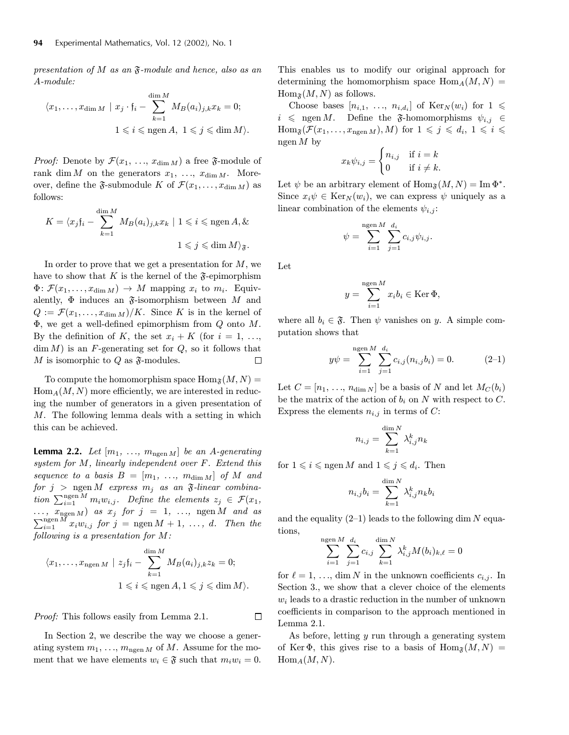*presentation of $M$ as an $\mathfrak{F}$-module and hence, also as an $A$-module:*

$$\langle x_1, \ldots, x_{\dim M} \mid x_j \cdot \mathfrak{f}_i - \sum_{k=1}^{\dim M} M_B(a_i)_{j,k} x_k = 0; \quad 1 \leqslant i \leqslant \operatorname{ngen} A,\ 1 \leqslant j \leqslant \dim M \rangle.$$

*Proof:* Denote by $\mathcal{F}(x_1, \ldots, x_{\dim M})$ a free $\mathfrak{F}$-module of rank $\dim M$ on the generators $x_1, \ldots, x_{\dim M}$. Moreover, define the $\mathfrak{F}$-submodule $K$ of $\mathcal{F}(x_1, \ldots, x_{\dim M})$ as follows:

$$K = \langle x_j \mathfrak{f}_i - \sum_{k=1}^{\dim M} M_B(a_i)_{j,k} x_k \mid 1 \leqslant i \leqslant \operatorname{ngen} A, \& \quad 1 \leqslant j \leqslant \dim M \rangle_{\mathfrak{F}}.$$

In order to prove that we get a presentation for $M$, we have to show that $K$ is the kernel of the $\mathfrak{F}$-epimorphism $\Phi\colon \mathcal{F}(x_1, \ldots, x_{\dim M}) \to M$ mapping $x_i$ to $m_i$. Equivalently, $\Phi$ induces an $\mathfrak{F}$-isomorphism between $M$ and $Q := \mathcal{F}(x_1, \ldots, x_{\dim M})/K$. Since $K$ is in the kernel of $\Phi$, we get a well-defined epimorphism from $Q$ onto $M$. By the definition of $K$, the set $x_i + K$ (for $i = 1, \ldots, \dim M$) is an $F$-generating set for $Q$, so it follows that $M$ is isomorphic to $Q$ as $\mathfrak{F}$-modules. □

To compute the homomorphism space $\operatorname{Hom}_{\mathfrak{F}}(M, N) = \operatorname{Hom}_A(M, N)$ more efficiently, we are interested in reducing the number of generators in a given presentation of $M$. The following lemma deals with a setting in which this can be achieved.

**Lemma 2.2.** *Let $[m_1, \ldots, m_{\operatorname{ngen} M}]$ be an $A$-generating system for $M$, linearly independent over $F$. Extend this sequence to a basis $B = [m_1, \ldots, m_{\dim M}]$ of $M$ and for $j > \operatorname{ngen} M$ express $m_j$ as an $\mathfrak{F}$-linear combination $\sum_{i=1}^{\operatorname{ngen} M} m_i w_{i,j}$. Define the elements $z_j \in \mathcal{F}(x_1, \ldots, x_{\operatorname{ngen} M})$ as $x_j$ for $j = 1, \ldots, \operatorname{ngen} M$ and as $\sum_{i=1}^{\operatorname{ngen} M} x_i w_{i,j}$ for $j = \operatorname{ngen} M + 1, \ldots, d$. Then the following is a presentation for $M$:*

$$\langle x_1, \ldots, x_{\operatorname{ngen} M} \mid z_j \mathfrak{f}_i - \sum_{k=1}^{\dim M} M_B(a_i)_{j,k} z_k = 0; \quad 1 \leqslant i \leqslant \operatorname{ngen} A, 1 \leqslant j \leqslant \dim M \rangle.$$

*Proof:* This follows easily from Lemma 2.1. □

In Section 2, we describe the way we choose a generating system $m_1, \ldots, m_{\operatorname{ngen} M}$ of $M$. Assume for the moment that we have elements $w_i \in \mathfrak{F}$ such that $m_i w_i = 0$. This enables us to modify our original approach for determining the homomorphism space $\operatorname{Hom}_A(M, N) = \operatorname{Hom}_{\mathfrak{F}}(M, N)$ as follows.

Choose bases $[n_{i,1}, \ldots, n_{i,d_i}]$ of $\operatorname{Ker}_N(w_i)$ for $1 \leqslant i \leqslant \operatorname{ngen} M$. Define the $\mathfrak{F}$-homomorphisms $\psi_{i,j} \in \operatorname{Hom}_{\mathfrak{F}}(\mathcal{F}(x_1, \ldots, x_{\operatorname{ngen} M}), M)$ for $1 \leqslant j \leqslant d_i$, $1 \leqslant i \leqslant \operatorname{ngen} M$ by

$$x_k \psi_{i,j} = \begin{cases} n_{i,j} & \text{if } i = k \\ 0 & \text{if } i \neq k. \end{cases}$$

Let $\psi$ be an arbitrary element of $\operatorname{Hom}_{\mathfrak{F}}(M, N) = \operatorname{Im} \Phi^*$. Since $x_i \psi \in \operatorname{Ker}_N(w_i)$, we can express $\psi$ uniquely as a linear combination of the elements $\psi_{i,j}$:

$$\psi = \sum_{i=1}^{\operatorname{ngen} M} \sum_{j=1}^{d_i} c_{i,j} \psi_{i,j}.$$

Let

$$y = \sum_{i=1}^{\operatorname{ngen} M} x_i b_i \in \operatorname{Ker} \Phi,$$

where all $b_i \in \mathfrak{F}$. Then $\psi$ vanishes on $y$. A simple computation shows that

$$y\psi = \sum_{i=1}^{\operatorname{ngen} M} \sum_{j=1}^{d_i} c_{i,j} (n_{i,j} b_i) = 0. \tag{2–1}$$

Let $C = [n_1, \ldots, n_{\dim N}]$ be a basis of $N$ and let $M_C(b_i)$ be the matrix of the action of $b_i$ on $N$ with respect to $C$. Express the elements $n_{i,j}$ in terms of $C$:

$$n_{i,j} = \sum_{k=1}^{\dim N} \lambda_{i,j}^k n_k$$

for $1 \leqslant i \leqslant \operatorname{ngen} M$ and $1 \leqslant j \leqslant d_i$. Then

$$n_{i,j} b_i = \sum_{k=1}^{\dim N} \lambda_{i,j}^k n_k b_i$$

and the equality (2–1) leads to the following $\dim N$ equations,

$$\sum_{i=1}^{\operatorname{ngen} M} \sum_{j=1}^{d_i} c_{i,j} \sum_{k=1}^{\dim N} \lambda_{i,j}^k M(b_i)_{k,\ell} = 0$$

for $\ell = 1, \ldots, \dim N$ in the unknown coefficients $c_{i,j}$. In Section 3., we show that a clever choice of the elements $w_i$ leads to a drastic reduction in the number of unknown coefficients in comparison to the approach mentioned in Lemma 2.1.

As before, letting $y$ run through a generating system of $\operatorname{Ker} \Phi$, this gives rise to a basis of $\operatorname{Hom}_{\mathfrak{F}}(M, N) = \operatorname{Hom}_A(M, N)$.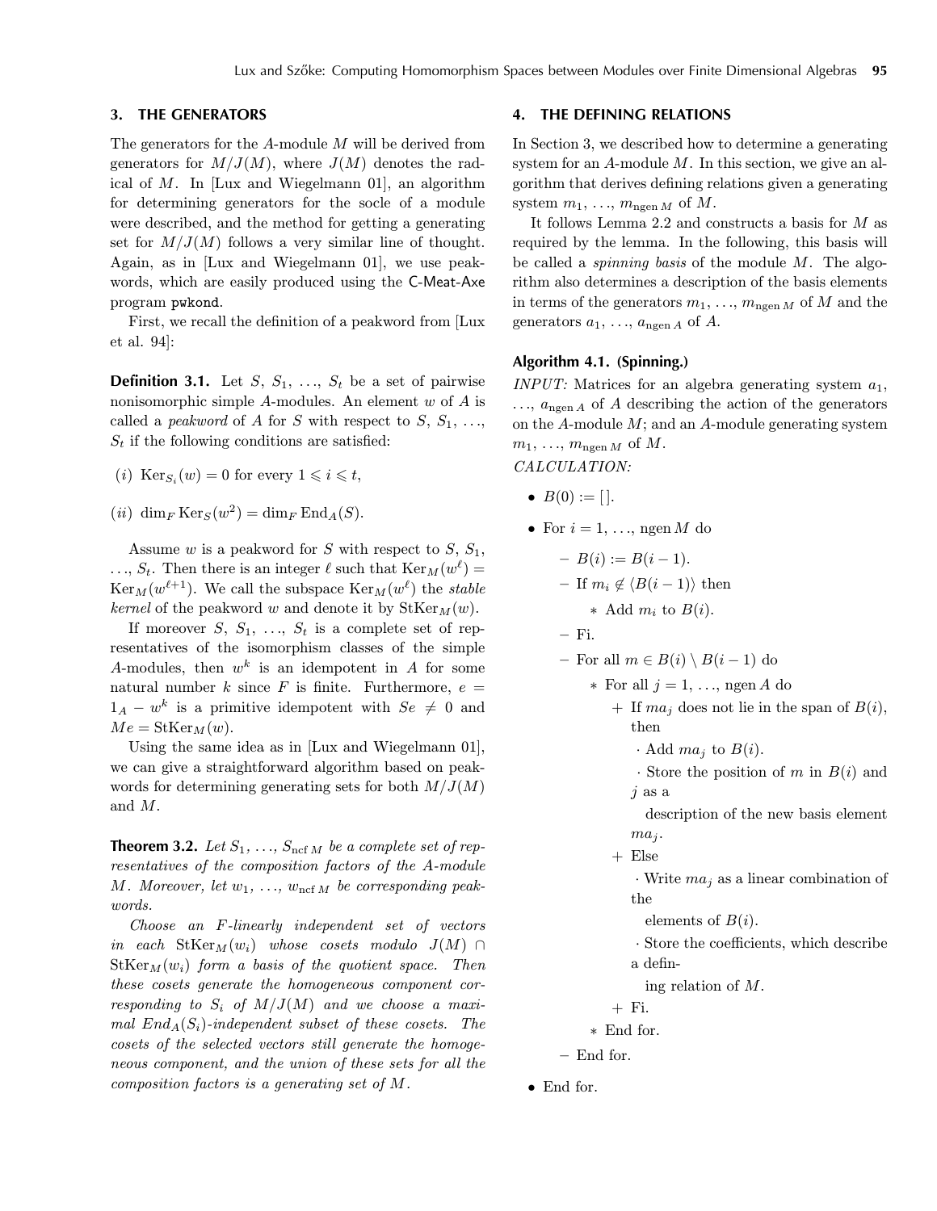## 3. THE GENERATORS

The generators for the $A$-module $M$ will be derived from generators for $M/J(M)$, where $J(M)$ denotes the radical of $M$. In [Lux and Wiegelmann 01], an algorithm for determining generators for the socle of a module were described, and the method for getting a generating set for $M/J(M)$ follows a very similar line of thought. Again, as in [Lux and Wiegelmann 01], we use peakwords, which are easily produced using the C-Meat-Axe program `pwkond`.

First, we recall the definition of a peakword from [Lux et al. 94]:

**Definition 3.1.** Let $S$, $S_1$, ..., $S_t$ be a set of pairwise nonisomorphic simple $A$-modules. An element $w$ of $A$ is called a *peakword* of $A$ for $S$ with respect to $S$, $S_1$, ..., $S_t$ if the following conditions are satisfied:

(*i*) $\mathrm{Ker}_{S_i}(w) = 0$ for every $1 \leqslant i \leqslant t$,

(*ii*) $\dim_F \mathrm{Ker}_S(w^2) = \dim_F \mathrm{End}_A(S)$.

Assume $w$ is a peakword for $S$ with respect to $S$, $S_1$, ..., $S_t$. Then there is an integer $\ell$ such that $\mathrm{Ker}_M(w^\ell) = \mathrm{Ker}_M(w^{\ell+1})$. We call the subspace $\mathrm{Ker}_M(w^\ell)$ the *stable kernel* of the peakword $w$ and denote it by $\mathrm{StKer}_M(w)$.

If moreover $S$, $S_1$, ..., $S_t$ is a complete set of representatives of the isomorphism classes of the simple $A$-modules, then $w^k$ is an idempotent in $A$ for some natural number $k$ since $F$ is finite. Furthermore, $e = 1_A - w^k$ is a primitive idempotent with $Se \neq 0$ and $Me = \mathrm{StKer}_M(w)$.

Using the same idea as in [Lux and Wiegelmann 01], we can give a straightforward algorithm based on peakwords for determining generating sets for both $M/J(M)$ and $M$.

**Theorem 3.2.** *Let $S_1$, ..., $S_{\mathrm{ncf}\,M}$ be a complete set of representatives of the composition factors of the $A$-module $M$. Moreover, let $w_1$, ..., $w_{\mathrm{ncf}\,M}$ be corresponding peakwords.*

*Choose an $F$-linearly independent set of vectors in each $\mathrm{StKer}_M(w_i)$ whose cosets modulo $J(M) \cap \mathrm{StKer}_M(w_i)$ form a basis of the quotient space. Then these cosets generate the homogeneous component corresponding to $S_i$ of $M/J(M)$ and we choose a maximal $End_A(S_i)$-independent subset of these cosets. The cosets of the selected vectors still generate the homogeneous component, and the union of these sets for all the composition factors is a generating set of $M$.*

## 4. THE DEFINING RELATIONS

In Section 3, we described how to determine a generating system for an $A$-module $M$. In this section, we give an algorithm that derives defining relations given a generating system $m_1$, ..., $m_{\mathrm{ngen}\,M}$ of $M$.

It follows Lemma 2.2 and constructs a basis for $M$ as required by the lemma. In the following, this basis will be called a *spinning basis* of the module $M$. The algorithm also determines a description of the basis elements in terms of the generators $m_1$, ..., $m_{\mathrm{ngen}\,M}$ of $M$ and the generators $a_1$, ..., $a_{\mathrm{ngen}\,A}$ of $A$.

**Algorithm 4.1. (Spinning.)**

*INPUT:* Matrices for an algebra generating system $a_1$, ..., $a_{\mathrm{ngen}\,A}$ of $A$ describing the action of the generators on the $A$-module $M$; and an $A$-module generating system $m_1$, ..., $m_{\mathrm{ngen}\,M}$ of $M$.

*CALCULATION:*

- $B(0) := [\,]$.
- For $i = 1$, ..., $\mathrm{ngen}\,M$ do
  - $B(i) := B(i-1)$.
  - If $m_i \notin \langle B(i-1) \rangle$ then
    - Add $m_i$ to $B(i)$.
  - Fi.
  - For all $m \in B(i) \setminus B(i-1)$ do
    - For all $j = 1$, ..., $\mathrm{ngen}\,A$ do
      - If $ma_j$ does not lie in the span of $B(i)$, then
        - Add $ma_j$ to $B(i)$.
        - Store the position of $m$ in $B(i)$ and $j$ as a description of the new basis element $ma_j$.
      - Else
        - Write $ma_j$ as a linear combination of the elements of $B(i)$.
        - Store the coefficients, which describe a defining relation of $M$.
      - Fi.
    - End for.
  - End for.
- End for.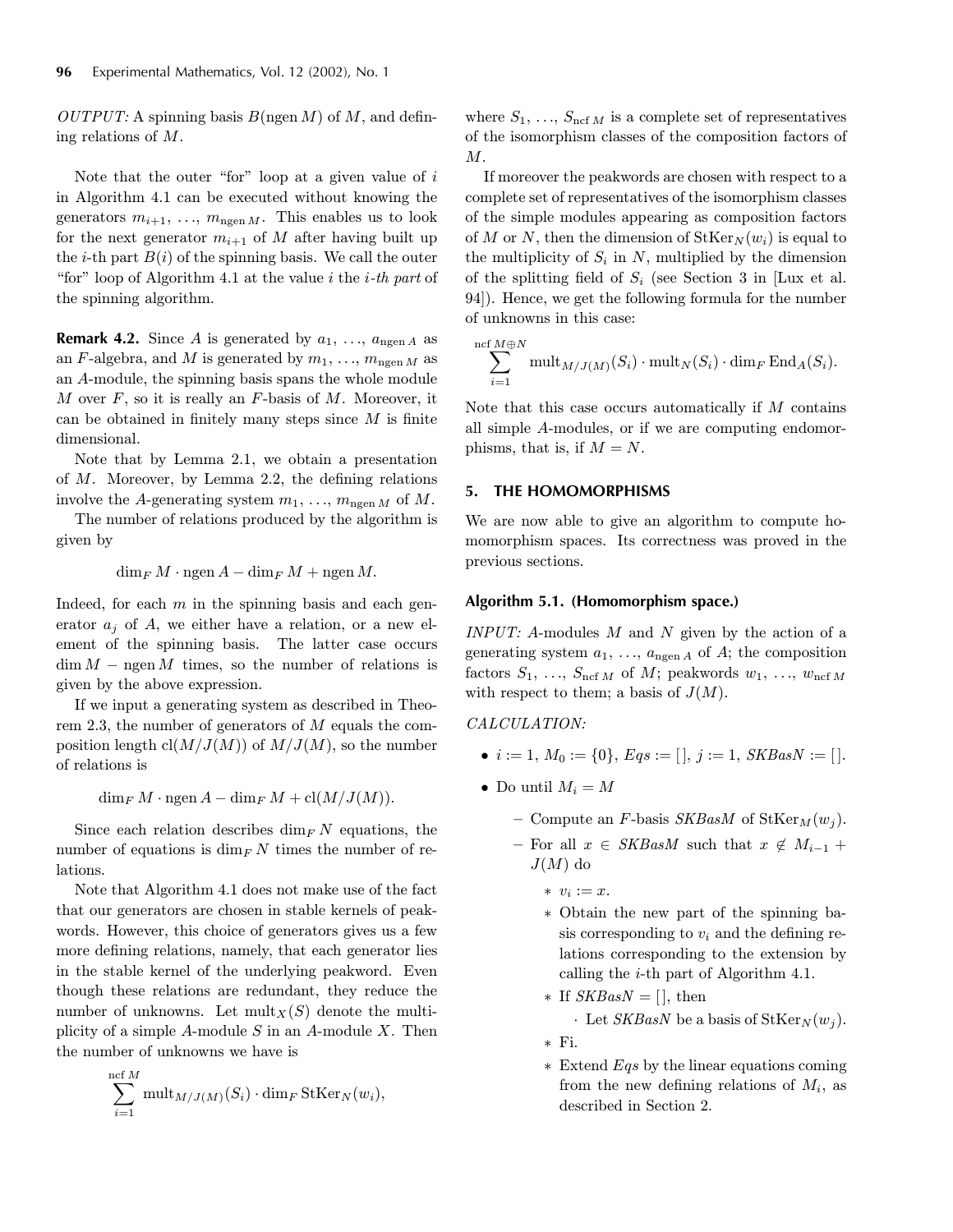*OUTPUT:* A spinning basis $B(\mathrm{ngen}\, M)$ of $M$, and defining relations of $M$.

Note that the outer "for" loop at a given value of $i$ in Algorithm 4.1 can be executed without knowing the generators $m_{i+1}, \ldots, m_{\mathrm{ngen}\, M}$. This enables us to look for the next generator $m_{i+1}$ of $M$ after having built up the $i$-th part $B(i)$ of the spinning basis. We call the outer "for" loop of Algorithm 4.1 at the value $i$ the *i-th part* of the spinning algorithm.

**Remark 4.2.** Since $A$ is generated by $a_1, \ldots, a_{\mathrm{ngen}\, A}$ as an $F$-algebra, and $M$ is generated by $m_1, \ldots, m_{\mathrm{ngen}\, M}$ as an $A$-module, the spinning basis spans the whole module $M$ over $F$, so it is really an $F$-basis of $M$. Moreover, it can be obtained in finitely many steps since $M$ is finite dimensional.

Note that by Lemma 2.1, we obtain a presentation of $M$. Moreover, by Lemma 2.2, the defining relations involve the $A$-generating system $m_1, \ldots, m_{\mathrm{ngen}\, M}$ of $M$.

The number of relations produced by the algorithm is given by

$$\dim_F M \cdot \mathrm{ngen}\, A - \dim_F M + \mathrm{ngen}\, M.$$

Indeed, for each $m$ in the spinning basis and each generator $a_j$ of $A$, we either have a relation, or a new element of the spinning basis. The latter case occurs $\dim M - \mathrm{ngen}\, M$ times, so the number of relations is given by the above expression.

If we input a generating system as described in Theorem 2.3, the number of generators of $M$ equals the composition length $\mathrm{cl}(M/J(M))$ of $M/J(M)$, so the number of relations is

$$\dim_F M \cdot \mathrm{ngen}\, A - \dim_F M + \mathrm{cl}(M/J(M)).$$

Since each relation describes $\dim_F N$ equations, the number of equations is $\dim_F N$ times the number of relations.

Note that Algorithm 4.1 does not make use of the fact that our generators are chosen in stable kernels of peakwords. However, this choice of generators gives us a few more defining relations, namely, that each generator lies in the stable kernel of the underlying peakword. Even though these relations are redundant, they reduce the number of unknowns. Let $\mathrm{mult}_X(S)$ denote the multiplicity of a simple $A$-module $S$ in an $A$-module $X$. Then the number of unknowns we have is

$$\sum_{i=1}^{\mathrm{ncf}\, M} \mathrm{mult}_{M/J(M)}(S_i) \cdot \dim_F \mathrm{StKer}_N(w_i),$$

where $S_1, \ldots, S_{\mathrm{ncf}\, M}$ is a complete set of representatives of the isomorphism classes of the composition factors of $M$.

If moreover the peakwords are chosen with respect to a complete set of representatives of the isomorphism classes of the simple modules appearing as composition factors of $M$ or $N$, then the dimension of $\mathrm{StKer}_N(w_i)$ is equal to the multiplicity of $S_i$ in $N$, multiplied by the dimension of the splitting field of $S_i$ (see Section 3 in [Lux et al. 94]). Hence, we get the following formula for the number of unknowns in this case:

$$\sum_{i=1}^{\mathrm{ncf}\, M\oplus N} \mathrm{mult}_{M/J(M)}(S_i) \cdot \mathrm{mult}_N(S_i) \cdot \dim_F \mathrm{End}_A(S_i).$$

Note that this case occurs automatically if $M$ contains all simple $A$-modules, or if we are computing endomorphisms, that is, if $M = N$.

## 5. THE HOMOMORPHISMS

We are now able to give an algorithm to compute homomorphism spaces. Its correctness was proved in the previous sections.

### Algorithm 5.1. (Homomorphism space.)

*INPUT:* $A$-modules $M$ and $N$ given by the action of a generating system $a_1, \ldots, a_{\mathrm{ngen}\, A}$ of $A$; the composition factors $S_1, \ldots, S_{\mathrm{ncf}\, M}$ of $M$; peakwords $w_1, \ldots, w_{\mathrm{ncf}\, M}$ with respect to them; a basis of $J(M)$.

*CALCULATION:*

- $i := 1$, $M_0 := \{0\}$, $Eqs := [\,]$, $j := 1$, $SKBasN := [\,]$.
- Do until $M_i = M$
  - Compute an $F$-basis $SKBasM$ of $\mathrm{StKer}_M(w_j)$.
  - For all $x \in SKBasM$ such that $x \notin M_{i-1} + J(M)$ do
    - $v_i := x$.
    - Obtain the new part of the spinning basis corresponding to $v_i$ and the defining relations corresponding to the extension by calling the $i$-th part of Algorithm 4.1.
    - If $SKBasN = [\,]$, then
      - Let $SKBasN$ be a basis of $\mathrm{StKer}_N(w_j)$.
    - Fi.
    - Extend $Eqs$ by the linear equations coming from the new defining relations of $M_i$, as described in Section 2.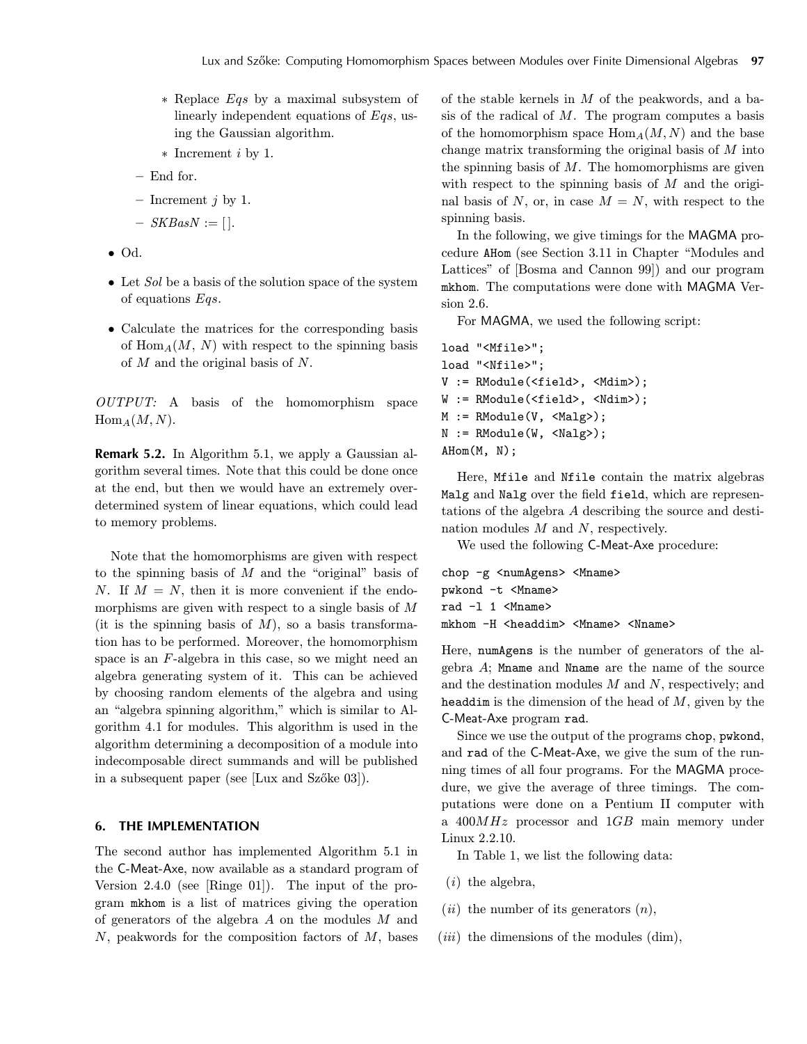- Replace $Eqs$ by a maximal subsystem of linearly independent equations of $Eqs$, using the Gaussian algorithm.
  - Increment $i$ by 1.

- End for.
- Increment $j$ by 1.
- $SKBasN := [\,]$.

- Od.
- Let $Sol$ be a basis of the solution space of the system of equations $Eqs$.
- Calculate the matrices for the corresponding basis of $\mathrm{Hom}_A(M, N)$ with respect to the spinning basis of $M$ and the original basis of $N$.

*OUTPUT:* A basis of the homomorphism space $\mathrm{Hom}_A(M, N)$.

**Remark 5.2.** In Algorithm 5.1, we apply a Gaussian algorithm several times. Note that this could be done once at the end, but then we would have an extremely overdetermined system of linear equations, which could lead to memory problems.

Note that the homomorphisms are given with respect to the spinning basis of $M$ and the "original" basis of $N$. If $M = N$, then it is more convenient if the endomorphisms are given with respect to a single basis of $M$ (it is the spinning basis of $M$), so a basis transformation has to be performed. Moreover, the homomorphism space is an $F$-algebra in this case, so we might need an algebra generating system of it. This can be achieved by choosing random elements of the algebra and using an "algebra spinning algorithm," which is similar to Algorithm 4.1 for modules. This algorithm is used in the algorithm determining a decomposition of a module into indecomposable direct summands and will be published in a subsequent paper (see [Lux and Szőke 03]).

## 6. THE IMPLEMENTATION

The second author has implemented Algorithm 5.1 in the C-Meat-Axe, now available as a standard program of Version 2.4.0 (see [Ringe 01]). The input of the program `mkhom` is a list of matrices giving the operation of generators of the algebra $A$ on the modules $M$ and $N$, peakwords for the composition factors of $M$, bases of the stable kernels in $M$ of the peakwords, and a basis of the radical of $M$. The program computes a basis of the homomorphism space $\mathrm{Hom}_A(M, N)$ and the base change matrix transforming the original basis of $M$ into the spinning basis of $M$. The homomorphisms are given with respect to the spinning basis of $M$ and the original basis of $N$, or, in case $M = N$, with respect to the spinning basis.

In the following, we give timings for the MAGMA procedure `AHom` (see Section 3.11 in Chapter "Modules and Lattices" of [Bosma and Cannon 99]) and our program `mkhom`. The computations were done with MAGMA Version 2.6.

For MAGMA, we used the following script:

```
load "<Mfile>";
load "<Nfile>";
V := RModule(<field>, <Mdim>);
W := RModule(<field>, <Ndim>);
M := RModule(V, <Malg>);
N := RModule(W, <Nalg>);
AHom(M, N);
```

Here, `Mfile` and `Nfile` contain the matrix algebras `Malg` and `Nalg` over the field `field`, which are representations of the algebra $A$ describing the source and destination modules $M$ and $N$, respectively.

We used the following C-Meat-Axe procedure:

```
chop -g <numAgens> <Mname>
pwkond -t <Mname>
rad -l 1 <Mname>
mkhom -H <headdim> <Mname> <Nname>
```

Here, `numAgens` is the number of generators of the algebra $A$; `Mname` and `Nname` are the name of the source and the destination modules $M$ and $N$, respectively; and `headdim` is the dimension of the head of $M$, given by the C-Meat-Axe program `rad`.

Since we use the output of the programs `chop`, `pwkond`, and `rad` of the C-Meat-Axe, we give the sum of the running times of all four programs. For the MAGMA procedure, we give the average of three timings. The computations were done on a Pentium II computer with a $400MHz$ processor and $1GB$ main memory under Linux 2.2.10.

In Table 1, we list the following data:

($i$) the algebra,

($ii$) the number of its generators ($n$),

($iii$) the dimensions of the modules (dim),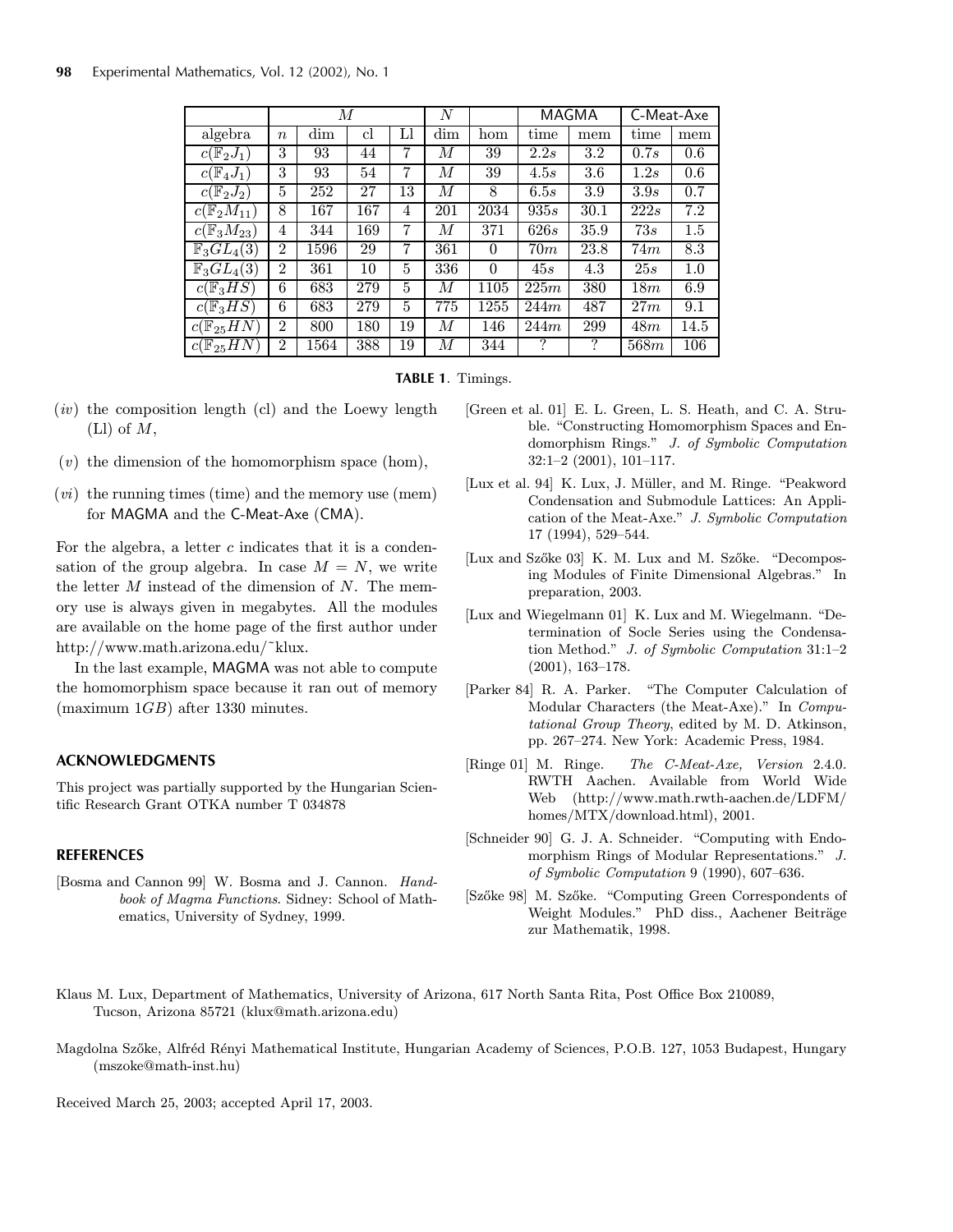| | $M$ | | | | $N$ | | MAGMA | | C-Meat-Axe | |
|---|---|---|---|---|---|---|---|---|---|---|
| algebra | $n$ | dim | cl | Ll | dim | hom | time | mem | time | mem |
| $c(\mathbb{F}_2 J_1)$ | 3 | 93 | 44 | 7 | $M$ | 39 | $2.2s$ | 3.2 | $0.7s$ | 0.6 |
| $c(\mathbb{F}_4 J_1)$ | 3 | 93 | 54 | 7 | $M$ | 39 | $4.5s$ | 3.6 | $1.2s$ | 0.6 |
| $c(\mathbb{F}_2 J_2)$ | 5 | 252 | 27 | 13 | $M$ | 8 | $6.5s$ | 3.9 | $3.9s$ | 0.7 |
| $c(\mathbb{F}_2 M_{11})$ | 8 | 167 | 167 | 4 | 201 | 2034 | $935s$ | 30.1 | $222s$ | 7.2 |
| $c(\mathbb{F}_3 M_{23})$ | 4 | 344 | 169 | 7 | $M$ | 371 | $626s$ | 35.9 | $73s$ | 1.5 |
| $\mathbb{F}_3 GL_4(3)$ | 2 | 1596 | 29 | 7 | 361 | 0 | $70m$ | 23.8 | $74m$ | 8.3 |
| $\mathbb{F}_3 GL_4(3)$ | 2 | 361 | 10 | 5 | 336 | 0 | $45s$ | 4.3 | $25s$ | 1.0 |
| $c(\mathbb{F}_3 HS)$ | 6 | 683 | 279 | 5 | $M$ | 1105 | $225m$ | 380 | $18m$ | 6.9 |
| $c(\mathbb{F}_3 HS)$ | 6 | 683 | 279 | 5 | 775 | 1255 | $244m$ | 487 | $27m$ | 9.1 |
| $c(\mathbb{F}_{25} HN)$ | 2 | 800 | 180 | 19 | $M$ | 146 | $244m$ | 299 | $48m$ | 14.5 |
| $c(\mathbb{F}_{25} HN)$ | 2 | 1564 | 388 | 19 | $M$ | 344 | ? | ? | $568m$ | 106 |

**TABLE 1**. Timings.

($iv$) the composition length (cl) and the Loewy length (Ll) of $M$,

($v$) the dimension of the homomorphism space (hom),

($vi$) the running times (time) and the memory use (mem) for MAGMA and the C-Meat-Axe (CMA).

For the algebra, a letter $c$ indicates that it is a condensation of the group algebra. In case $M = N$, we write the letter $M$ instead of the dimension of $N$. The memory use is always given in megabytes. All the modules are available on the home page of the first author under http://www.math.arizona.edu/~klux.

In the last example, MAGMA was not able to compute the homomorphism space because it ran out of memory (maximum $1GB$) after 1330 minutes.

## ACKNOWLEDGMENTS

This project was partially supported by the Hungarian Scientific Research Grant OTKA number T 034878

## REFERENCES

[Bosma and Cannon 99] W. Bosma and J. Cannon. *Handbook of Magma Functions*. Sidney: School of Mathematics, University of Sydney, 1999.

[Green et al. 01] E. L. Green, L. S. Heath, and C. A. Struble. "Constructing Homomorphism Spaces and Endomorphism Rings." *J. of Symbolic Computation* 32:1–2 (2001), 101–117.

[Lux et al. 94] K. Lux, J. Müller, and M. Ringe. "Peakword Condensation and Submodule Lattices: An Application of the Meat-Axe." *J. Symbolic Computation* 17 (1994), 529–544.

[Lux and Szőke 03] K. M. Lux and M. Szőke. "Decomposing Modules of Finite Dimensional Algebras." In preparation, 2003.

[Lux and Wiegelmann 01] K. Lux and M. Wiegelmann. "Determination of Socle Series using the Condensation Method." *J. of Symbolic Computation* 31:1–2 (2001), 163–178.

[Parker 84] R. A. Parker. "The Computer Calculation of Modular Characters (the Meat-Axe)." In *Computational Group Theory*, edited by M. D. Atkinson, pp. 267–274. New York: Academic Press, 1984.

[Ringe 01] M. Ringe. *The C-Meat-Axe, Version* 2.4.0. RWTH Aachen. Available from World Wide Web (http://www.math.rwth-aachen.de/LDFM/homes/MTX/download.html), 2001.

[Schneider 90] G. J. A. Schneider. "Computing with Endomorphism Rings of Modular Representations." *J. of Symbolic Computation* 9 (1990), 607–636.

[Szőke 98] M. Szőke. "Computing Green Correspondents of Weight Modules." PhD diss., Aachener Beiträge zur Mathematik, 1998.

Klaus M. Lux, Department of Mathematics, University of Arizona, 617 North Santa Rita, Post Office Box 210089, Tucson, Arizona 85721 (klux@math.arizona.edu)

Magdolna Szőke, Alfréd Rényi Mathematical Institute, Hungarian Academy of Sciences, P.O.B. 127, 1053 Budapest, Hungary (mszoke@math-inst.hu)

Received March 25, 2003; accepted April 17, 2003.